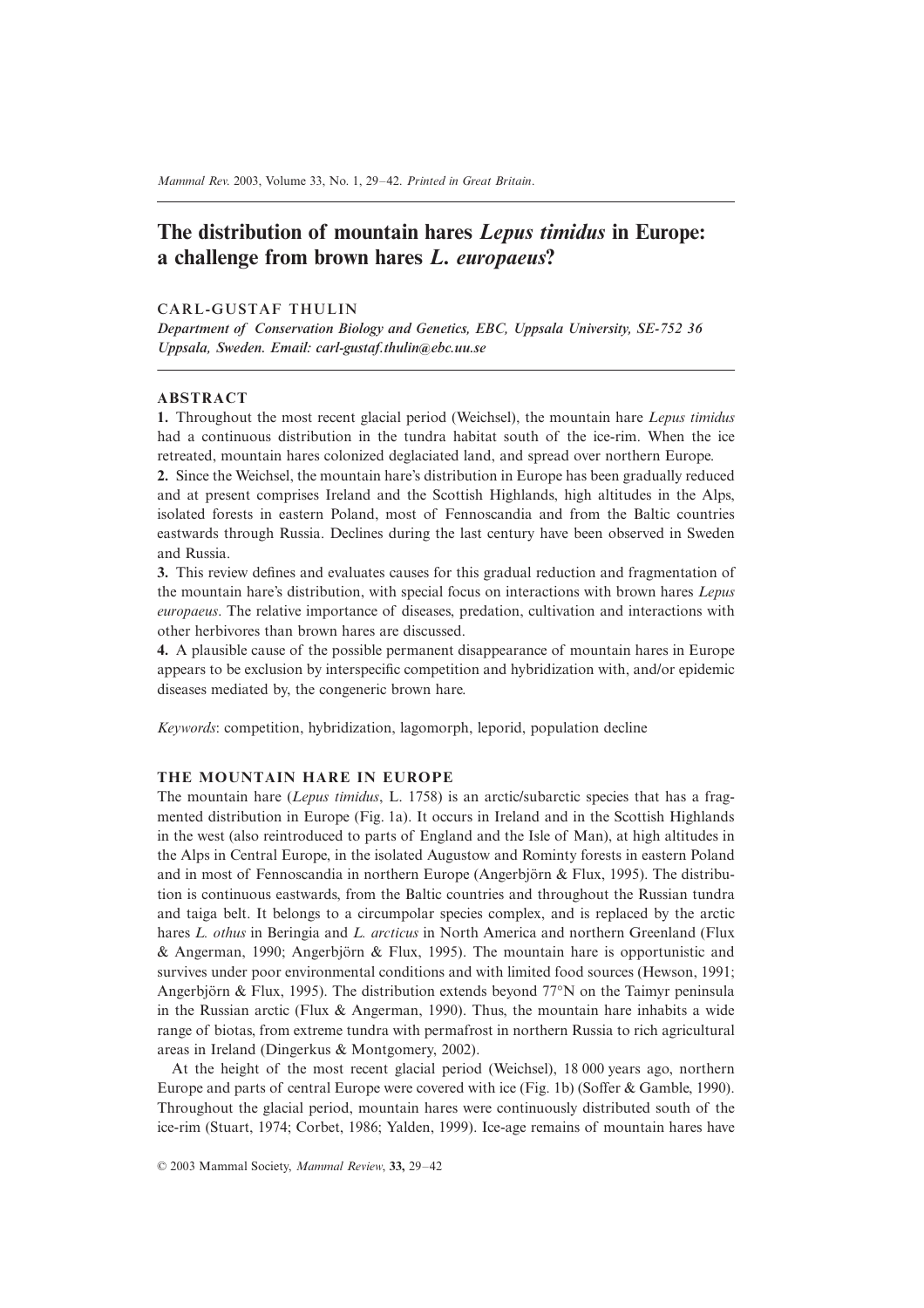# The distribution of mountain hares *Lepus timidus* in Europe: a challenge from brown hares *L. europaeus*?

CARL-GUSTAF THULIN

*Department of Conservation Biology and Genetics, EBC, Uppsala University, SE-752 36 Uppsala, Sweden. Email: carl-gustaf.thulin@ebc.uu.se*

## ABSTRACT

**1.** Throughout the most recent glacial period (Weichsel), the mountain hare *Lepus timidus* had a continuous distribution in the tundra habitat south of the ice-rim. When the ice retreated, mountain hares colonized deglaciated land, and spread over northern Europe.

**2.** Since the Weichsel, the mountain hare's distribution in Europe has been gradually reduced and at present comprises Ireland and the Scottish Highlands, high altitudes in the Alps, isolated forests in eastern Poland, most of Fennoscandia and from the Baltic countries eastwards through Russia. Declines during the last century have been observed in Sweden and Russia.

**3.** This review defines and evaluates causes for this gradual reduction and fragmentation of the mountain hare's distribution, with special focus on interactions with brown hares *Lepus europaeus*. The relative importance of diseases, predation, cultivation and interactions with other herbivores than brown hares are discussed.

**4.** A plausible cause of the possible permanent disappearance of mountain hares in Europe appears to be exclusion by interspecific competition and hybridization with, and/or epidemic diseases mediated by, the congeneric brown hare.

*Keywords*: competition, hybridization, lagomorph, leporid, population decline

## THE MOUNTAIN HARE IN EUROPE

The mountain hare (*Lepus timidus*, L. 1758) is an arctic/subarctic species that has a fragmented distribution in Europe (Fig. 1a). It occurs in Ireland and in the Scottish Highlands in the west (also reintroduced to parts of England and the Isle of Man), at high altitudes in the Alps in Central Europe, in the isolated Augustow and Rominty forests in eastern Poland and in most of Fennoscandia in northern Europe (Angerbjörn & Flux, 1995). The distribution is continuous eastwards, from the Baltic countries and throughout the Russian tundra and taiga belt. It belongs to a circumpolar species complex, and is replaced by the arctic hares *L. othus* in Beringia and *L. arcticus* in North America and northern Greenland (Flux & Angerman, 1990; Angerbjörn & Flux, 1995). The mountain hare is opportunistic and survives under poor environmental conditions and with limited food sources (Hewson, 1991; Angerbjörn & Flux, 1995). The distribution extends beyond 77°N on the Taimyr peninsula in the Russian arctic (Flux & Angerman, 1990). Thus, the mountain hare inhabits a wide range of biotas, from extreme tundra with permafrost in northern Russia to rich agricultural areas in Ireland (Dingerkus & Montgomery, 2002).

At the height of the most recent glacial period (Weichsel), 18 000 years ago, northern Europe and parts of central Europe were covered with ice (Fig. 1b) (Soffer & Gamble, 1990). Throughout the glacial period, mountain hares were continuously distributed south of the ice-rim (Stuart, 1974; Corbet, 1986; Yalden, 1999). Ice-age remains of mountain hares have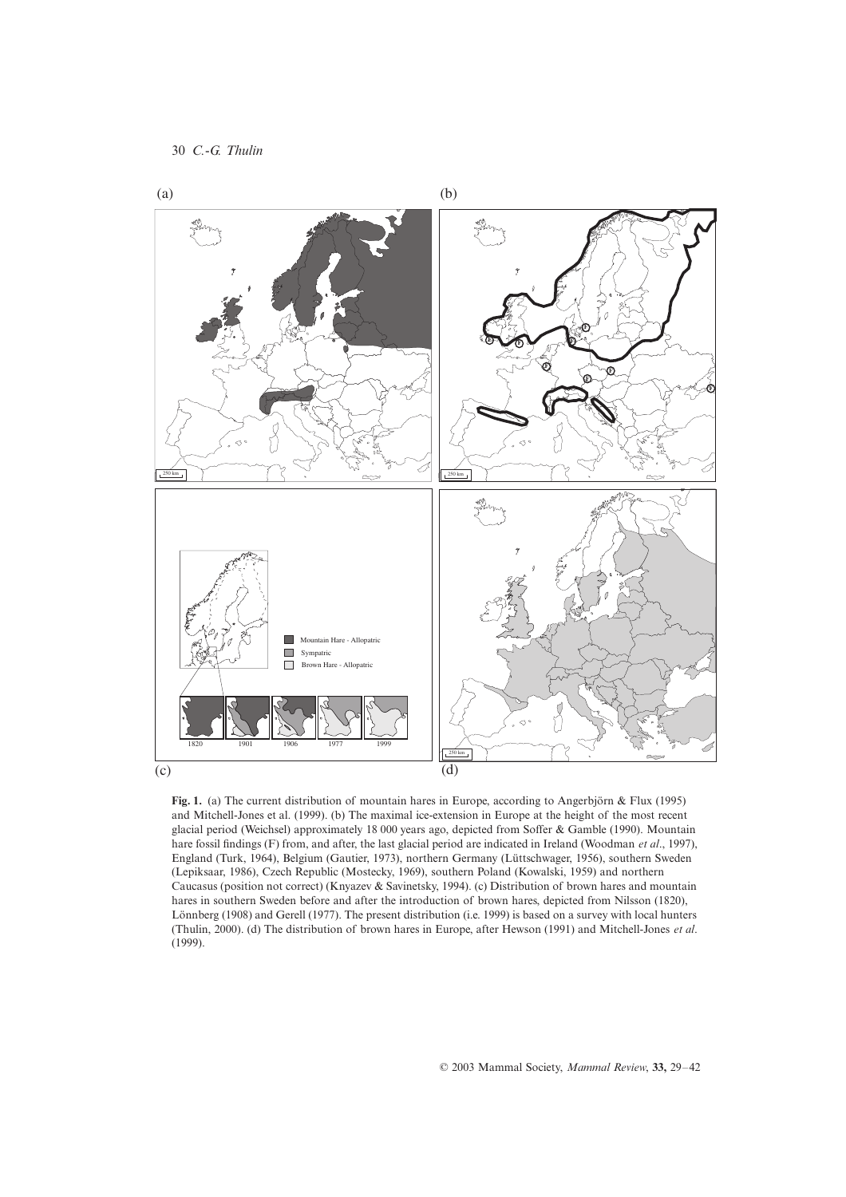**Fig. 1.** (a) The current distribution of mountain hares in Europe, according to Angerbjörn & Flux (1995) and Mitchell-Jones et al. (1999). (b) The maximal ice-extension in Europe at the height of the most recent glacial period (Weichsel) approximately 18 000 years ago, depicted from Soffer & Gamble (1990). Mountain hare fossil findings (F) from, and after, the last glacial period are indicated in Ireland (Woodman *et al*., 1997), England (Turk, 1964), Belgium (Gautier, 1973), northern Germany (Lüttschwager, 1956), southern Sweden (Lepiksaar, 1986), Czech Republic (Mostecky, 1969), southern Poland (Kowalski, 1959) and northern Caucasus (position not correct) (Knyazev & Savinetsky, 1994). (c) Distribution of brown hares and mountain hares in southern Sweden before and after the introduction of brown hares, depicted from Nilsson (1820), Lönnberg (1908) and Gerell (1977). The present distribution (i.e. 1999) is based on a survey with local hunters (Thulin, 2000). (d) The distribution of brown hares in Europe, after Hewson (1991) and Mitchell-Jones *et al*. (1999).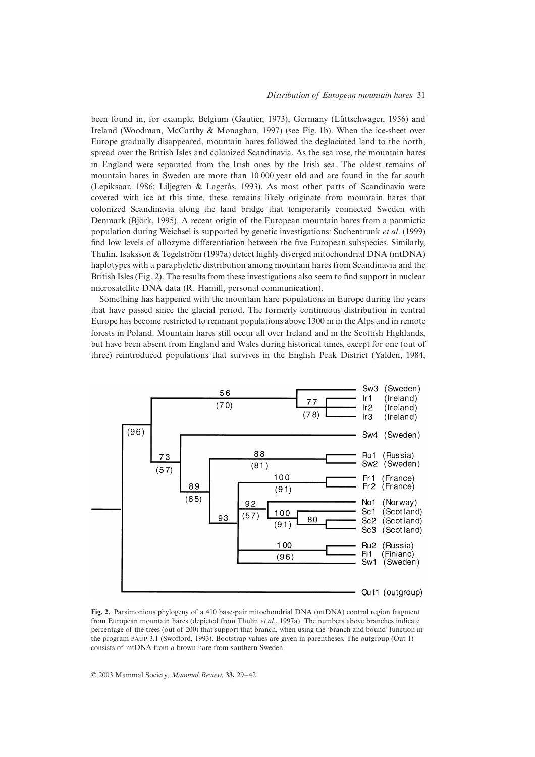been found in, for example, Belgium (Gautier, 1973), Germany (Lüttschwager, 1956) and Ireland (Woodman, McCarthy & Monaghan, 1997) (see Fig. 1b). When the ice-sheet over Europe gradually disappeared, mountain hares followed the deglaciated land to the north, spread over the British Isles and colonized Scandinavia. As the sea rose, the mountain hares in England were separated from the Irish ones by the Irish sea. The oldest remains of mountain hares in Sweden are more than 10 000 year old and are found in the far south (Lepiksaar, 1986; Liljegren & Lagerås, 1993). As most other parts of Scandinavia were covered with ice at this time, these remains likely originate from mountain hares that colonized Scandinavia along the land bridge that temporarily connected Sweden with Denmark (Björk, 1995). A recent origin of the European mountain hares from a panmictic population during Weichsel is supported by genetic investigations: Suchentrunk *et al*. (1999) find low levels of allozyme differentiation between the five European subspecies. Similarly, Thulin, Isaksson & Tegelström (1997a) detect highly diverged mitochondrial DNA (mtDNA) haplotypes with a paraphyletic distribution among mountain hares from Scandinavia and the British Isles (Fig. 2). The results from these investigations also seem to find support in nuclear microsatellite DNA data (R. Hamill, personal communication).

Something has happened with the mountain hare populations in Europe during the years that have passed since the glacial period. The formerly continuous distribution in central Europe has become restricted to remnant populations above 1300 m in the Alps and in remote forests in Poland. Mountain hares still occur all over Ireland and in the Scottish Highlands, but have been absent from England and Wales during historical times, except for one (out of three) reintroduced populations that survives in the English Peak District (Yalden, 1984,

**Fig. 2.** Parsimonious phylogeny of a 410 base-pair mitochondrial DNA (mtDNA) control region fragment from European mountain hares (depicted from Thulin *et al*., 1997a). The numbers above branches indicate percentage of the trees (out of 200) that support that branch, when using the 'branch and bound' function in the program PAUP 3.1 (Swofford, 1993). Bootstrap values are given in parentheses. The outgroup (Out 1) consists of mtDNA from a brown hare from southern Sweden.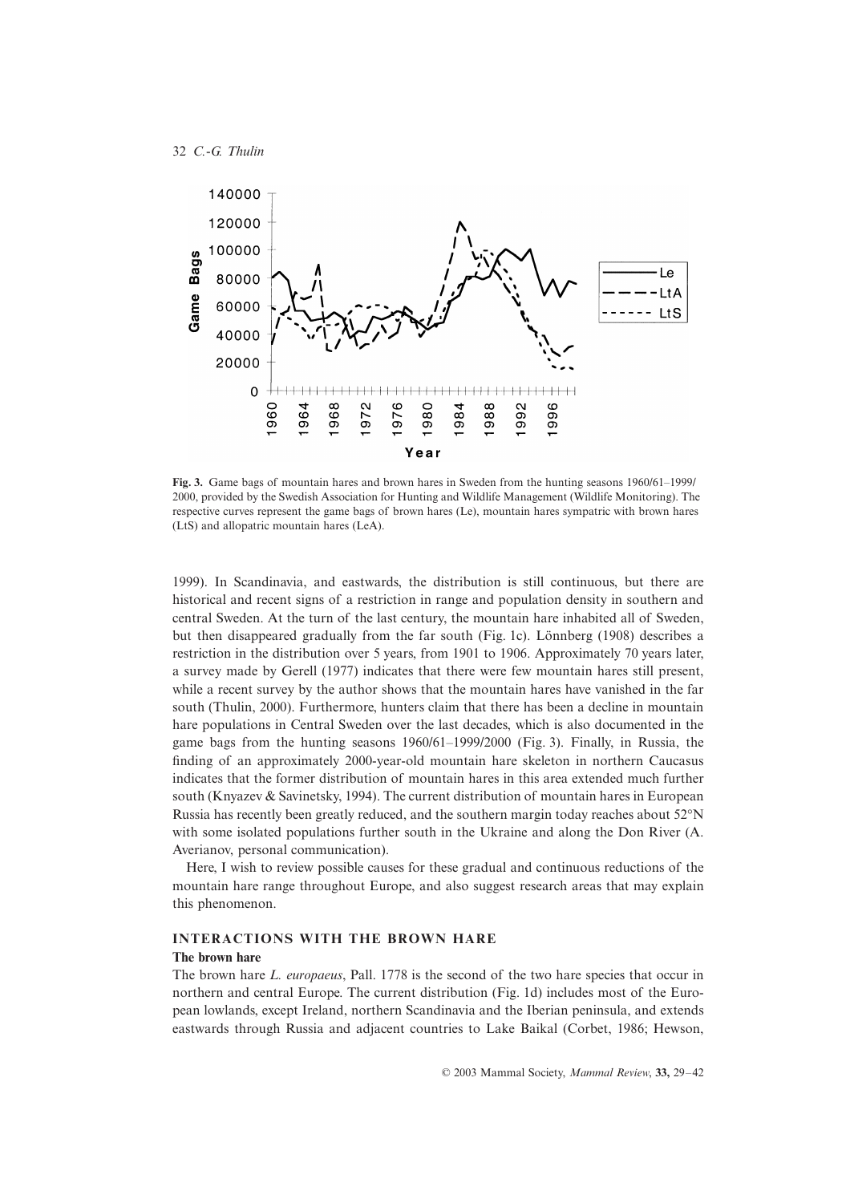**Fig. 3.** Game bags of mountain hares and brown hares in Sweden from the hunting seasons 1960/61–1999/2000, provided by the Swedish Association for Hunting and Wildlife Management (Wildlife Monitoring). The respective curves represent the game bags of brown hares (Le), mountain hares sympatric with brown hares (LtS) and allopatric mountain hares (LeA).

1999). In Scandinavia, and eastwards, the distribution is still continuous, but there are historical and recent signs of a restriction in range and population density in southern and central Sweden. At the turn of the last century, the mountain hare inhabited all of Sweden, but then disappeared gradually from the far south (Fig. 1c). Lönnberg (1908) describes a restriction in the distribution over 5 years, from 1901 to 1906. Approximately 70 years later, a survey made by Gerell (1977) indicates that there were few mountain hares still present, while a recent survey by the author shows that the mountain hares have vanished in the far south (Thulin, 2000). Furthermore, hunters claim that there has been a decline in mountain hare populations in Central Sweden over the last decades, which is also documented in the game bags from the hunting seasons 1960/61–1999/2000 (Fig. 3). Finally, in Russia, the finding of an approximately 2000-year-old mountain hare skeleton in northern Caucasus indicates that the former distribution of mountain hares in this area extended much further south (Knyazev & Savinetsky, 1994). The current distribution of mountain hares in European Russia has recently been greatly reduced, and the southern margin today reaches about 52°N with some isolated populations further south in the Ukraine and along the Don River (A. Averianov, personal communication).

Here, I wish to review possible causes for these gradual and continuous reductions of the mountain hare range throughout Europe, and also suggest research areas that may explain this phenomenon.

## INTERACTIONS WITH THE BROWN HARE

### The brown hare

The brown hare *L. europaeus*, Pall. 1778 is the second of the two hare species that occur in northern and central Europe. The current distribution (Fig. 1d) includes most of the European lowlands, except Ireland, northern Scandinavia and the Iberian peninsula, and extends eastwards through Russia and adjacent countries to Lake Baikal (Corbet, 1986; Hewson,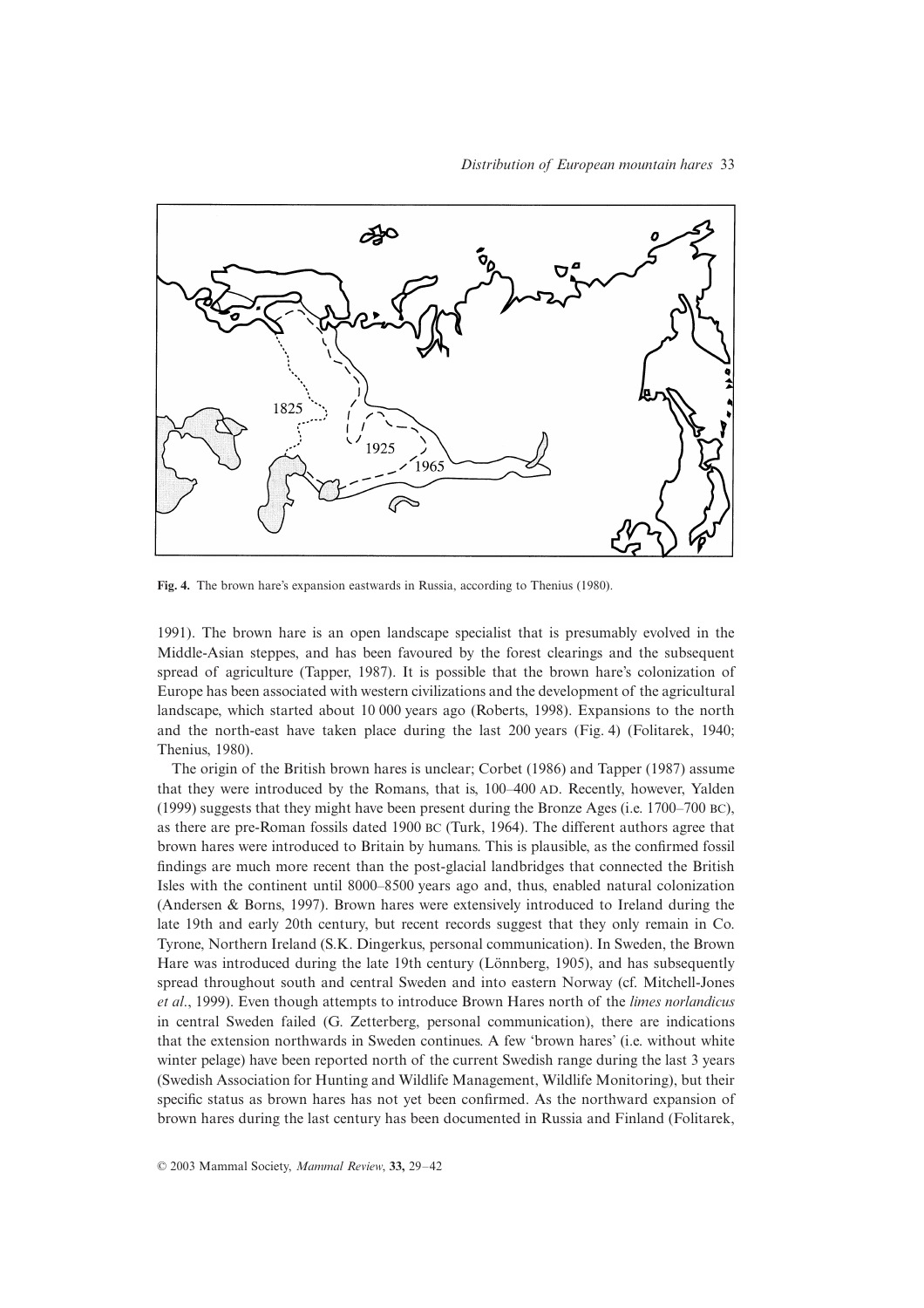Fig. 4. The brown hare's expansion eastwards in Russia, according to Thenius (1980).

1991). The brown hare is an open landscape specialist that is presumably evolved in the Middle-Asian steppes, and has been favoured by the forest clearings and the subsequent spread of agriculture (Tapper, 1987). It is possible that the brown hare's colonization of Europe has been associated with western civilizations and the development of the agricultural landscape, which started about 10 000 years ago (Roberts, 1998). Expansions to the north and the north-east have taken place during the last 200 years (Fig. 4) (Folitarek, 1940; Thenius, 1980).

The origin of the British brown hares is unclear; Corbet (1986) and Tapper (1987) assume that they were introduced by the Romans, that is, 100–400 AD. Recently, however, Yalden (1999) suggests that they might have been present during the Bronze Ages (i.e. 1700–700 BC), as there are pre-Roman fossils dated 1900 BC (Turk, 1964). The different authors agree that brown hares were introduced to Britain by humans. This is plausible, as the confirmed fossil findings are much more recent than the post-glacial landbridges that connected the British Isles with the continent until 8000–8500 years ago and, thus, enabled natural colonization (Andersen & Borns, 1997). Brown hares were extensively introduced to Ireland during the late 19th and early 20th century, but recent records suggest that they only remain in Co. Tyrone, Northern Ireland (S.K. Dingerkus, personal communication). In Sweden, the Brown Hare was introduced during the late 19th century (Lönnberg, 1905), and has subsequently spread throughout south and central Sweden and into eastern Norway (cf. Mitchell-Jones *et al.*, 1999). Even though attempts to introduce Brown Hares north of the *limes norlandicus* in central Sweden failed (G. Zetterberg, personal communication), there are indications that the extension northwards in Sweden continues. A few 'brown hares' (i.e. without white winter pelage) have been reported north of the current Swedish range during the last 3 years (Swedish Association for Hunting and Wildlife Management, Wildlife Monitoring), but their specific status as brown hares has not yet been confirmed. As the northward expansion of brown hares during the last century has been documented in Russia and Finland (Folitarek,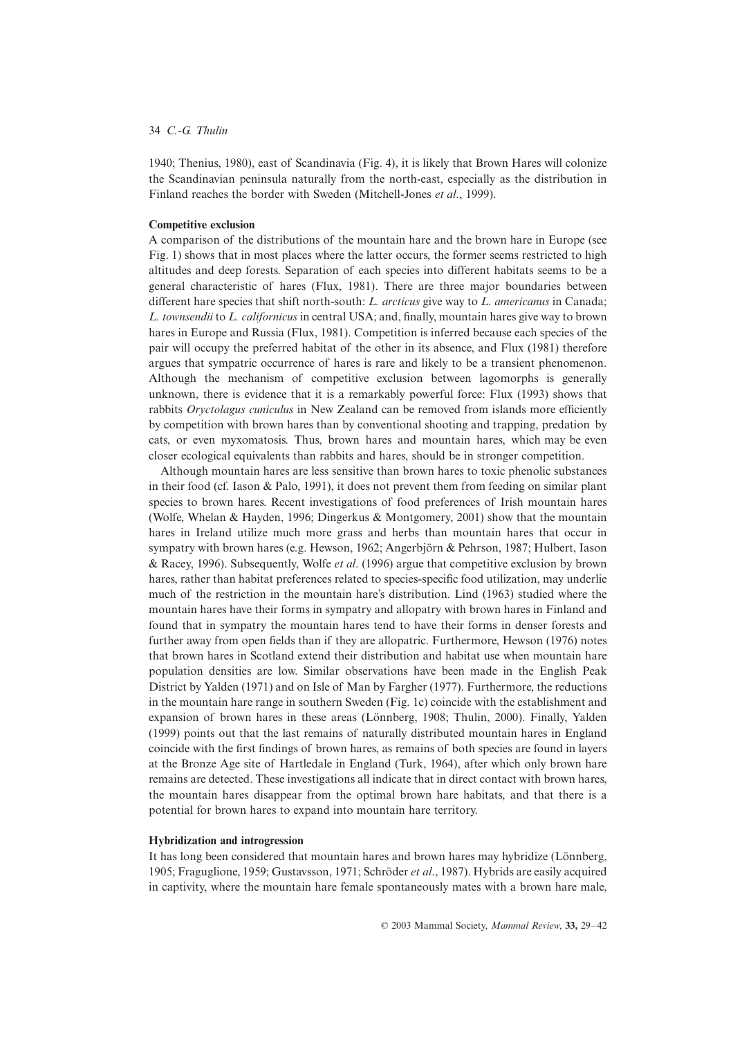1940; Thenius, 1980), east of Scandinavia (Fig. 4), it is likely that Brown Hares will colonize the Scandinavian peninsula naturally from the north-east, especially as the distribution in Finland reaches the border with Sweden (Mitchell-Jones *et al*., 1999).

**Competitive exclusion**

A comparison of the distributions of the mountain hare and the brown hare in Europe (see Fig. 1) shows that in most places where the latter occurs, the former seems restricted to high altitudes and deep forests. Separation of each species into different habitats seems to be a general characteristic of hares (Flux, 1981). There are three major boundaries between different hare species that shift north-south: *L. arcticus* give way to *L. americanus* in Canada; *L. townsendii* to *L. californicus* in central USA; and, finally, mountain hares give way to brown hares in Europe and Russia (Flux, 1981). Competition is inferred because each species of the pair will occupy the preferred habitat of the other in its absence, and Flux (1981) therefore argues that sympatric occurrence of hares is rare and likely to be a transient phenomenon. Although the mechanism of competitive exclusion between lagomorphs is generally unknown, there is evidence that it is a remarkably powerful force: Flux (1993) shows that rabbits *Oryctolagus cuniculus* in New Zealand can be removed from islands more efficiently by competition with brown hares than by conventional shooting and trapping, predation by cats, or even myxomatosis. Thus, brown hares and mountain hares, which may be even closer ecological equivalents than rabbits and hares, should be in stronger competition.

Although mountain hares are less sensitive than brown hares to toxic phenolic substances in their food (cf. Iason & Palo, 1991), it does not prevent them from feeding on similar plant species to brown hares. Recent investigations of food preferences of Irish mountain hares (Wolfe, Whelan & Hayden, 1996; Dingerkus & Montgomery, 2001) show that the mountain hares in Ireland utilize much more grass and herbs than mountain hares that occur in sympatry with brown hares (e.g. Hewson, 1962; Angerbjörn & Pehrson, 1987; Hulbert, Iason & Racey, 1996). Subsequently, Wolfe *et al*. (1996) argue that competitive exclusion by brown hares, rather than habitat preferences related to species-specific food utilization, may underlie much of the restriction in the mountain hare's distribution. Lind (1963) studied where the mountain hares have their forms in sympatry and allopatry with brown hares in Finland and found that in sympatry the mountain hares tend to have their forms in denser forests and further away from open fields than if they are allopatric. Furthermore, Hewson (1976) notes that brown hares in Scotland extend their distribution and habitat use when mountain hare population densities are low. Similar observations have been made in the English Peak District by Yalden (1971) and on Isle of Man by Fargher (1977). Furthermore, the reductions in the mountain hare range in southern Sweden (Fig. 1c) coincide with the establishment and expansion of brown hares in these areas (Lönnberg, 1908; Thulin, 2000). Finally, Yalden (1999) points out that the last remains of naturally distributed mountain hares in England coincide with the first findings of brown hares, as remains of both species are found in layers at the Bronze Age site of Hartledale in England (Turk, 1964), after which only brown hare remains are detected. These investigations all indicate that in direct contact with brown hares, the mountain hares disappear from the optimal brown hare habitats, and that there is a potential for brown hares to expand into mountain hare territory.

**Hybridization and introgression**

It has long been considered that mountain hares and brown hares may hybridize (Lönnberg, 1905; Fraguglione, 1959; Gustavsson, 1971; Schröder *et al*., 1987). Hybrids are easily acquired in captivity, where the mountain hare female spontaneously mates with a brown hare male,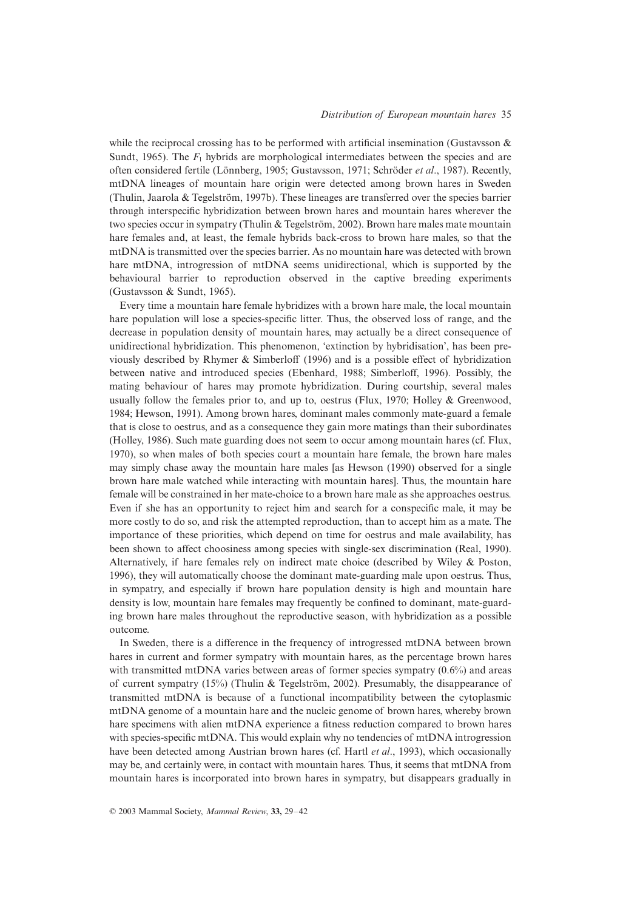while the reciprocal crossing has to be performed with artificial insemination (Gustavsson & Sundt, 1965). The $F_1$ hybrids are morphological intermediates between the species and are often considered fertile (Lönnberg, 1905; Gustavsson, 1971; Schröder *et al*., 1987). Recently, mtDNA lineages of mountain hare origin were detected among brown hares in Sweden (Thulin, Jaarola & Tegelström, 1997b). These lineages are transferred over the species barrier through interspecific hybridization between brown hares and mountain hares wherever the two species occur in sympatry (Thulin & Tegelström, 2002). Brown hare males mate mountain hare females and, at least, the female hybrids back-cross to brown hare males, so that the mtDNA is transmitted over the species barrier. As no mountain hare was detected with brown hare mtDNA, introgression of mtDNA seems unidirectional, which is supported by the behavioural barrier to reproduction observed in the captive breeding experiments (Gustavsson & Sundt, 1965).

Every time a mountain hare female hybridizes with a brown hare male, the local mountain hare population will lose a species-specific litter. Thus, the observed loss of range, and the decrease in population density of mountain hares, may actually be a direct consequence of unidirectional hybridization. This phenomenon, 'extinction by hybridisation', has been previously described by Rhymer & Simberloff (1996) and is a possible effect of hybridization between native and introduced species (Ebenhard, 1988; Simberloff, 1996). Possibly, the mating behaviour of hares may promote hybridization. During courtship, several males usually follow the females prior to, and up to, oestrus (Flux, 1970; Holley & Greenwood, 1984; Hewson, 1991). Among brown hares, dominant males commonly mate-guard a female that is close to oestrus, and as a consequence they gain more matings than their subordinates (Holley, 1986). Such mate guarding does not seem to occur among mountain hares (cf. Flux, 1970), so when males of both species court a mountain hare female, the brown hare males may simply chase away the mountain hare males [as Hewson (1990) observed for a single brown hare male watched while interacting with mountain hares]. Thus, the mountain hare female will be constrained in her mate-choice to a brown hare male as she approaches oestrus. Even if she has an opportunity to reject him and search for a conspecific male, it may be more costly to do so, and risk the attempted reproduction, than to accept him as a mate. The importance of these priorities, which depend on time for oestrus and male availability, has been shown to affect choosiness among species with single-sex discrimination (Real, 1990). Alternatively, if hare females rely on indirect mate choice (described by Wiley & Poston, 1996), they will automatically choose the dominant mate-guarding male upon oestrus. Thus, in sympatry, and especially if brown hare population density is high and mountain hare density is low, mountain hare females may frequently be confined to dominant, mate-guarding brown hare males throughout the reproductive season, with hybridization as a possible outcome.

In Sweden, there is a difference in the frequency of introgressed mtDNA between brown hares in current and former sympatry with mountain hares, as the percentage brown hares with transmitted mtDNA varies between areas of former species sympatry (0.6%) and areas of current sympatry (15%) (Thulin & Tegelström, 2002). Presumably, the disappearance of transmitted mtDNA is because of a functional incompatibility between the cytoplasmic mtDNA genome of a mountain hare and the nucleic genome of brown hares, whereby brown hare specimens with alien mtDNA experience a fitness reduction compared to brown hares with species-specific mtDNA. This would explain why no tendencies of mtDNA introgression have been detected among Austrian brown hares (cf. Hartl *et al*., 1993), which occasionally may be, and certainly were, in contact with mountain hares. Thus, it seems that mtDNA from mountain hares is incorporated into brown hares in sympatry, but disappears gradually in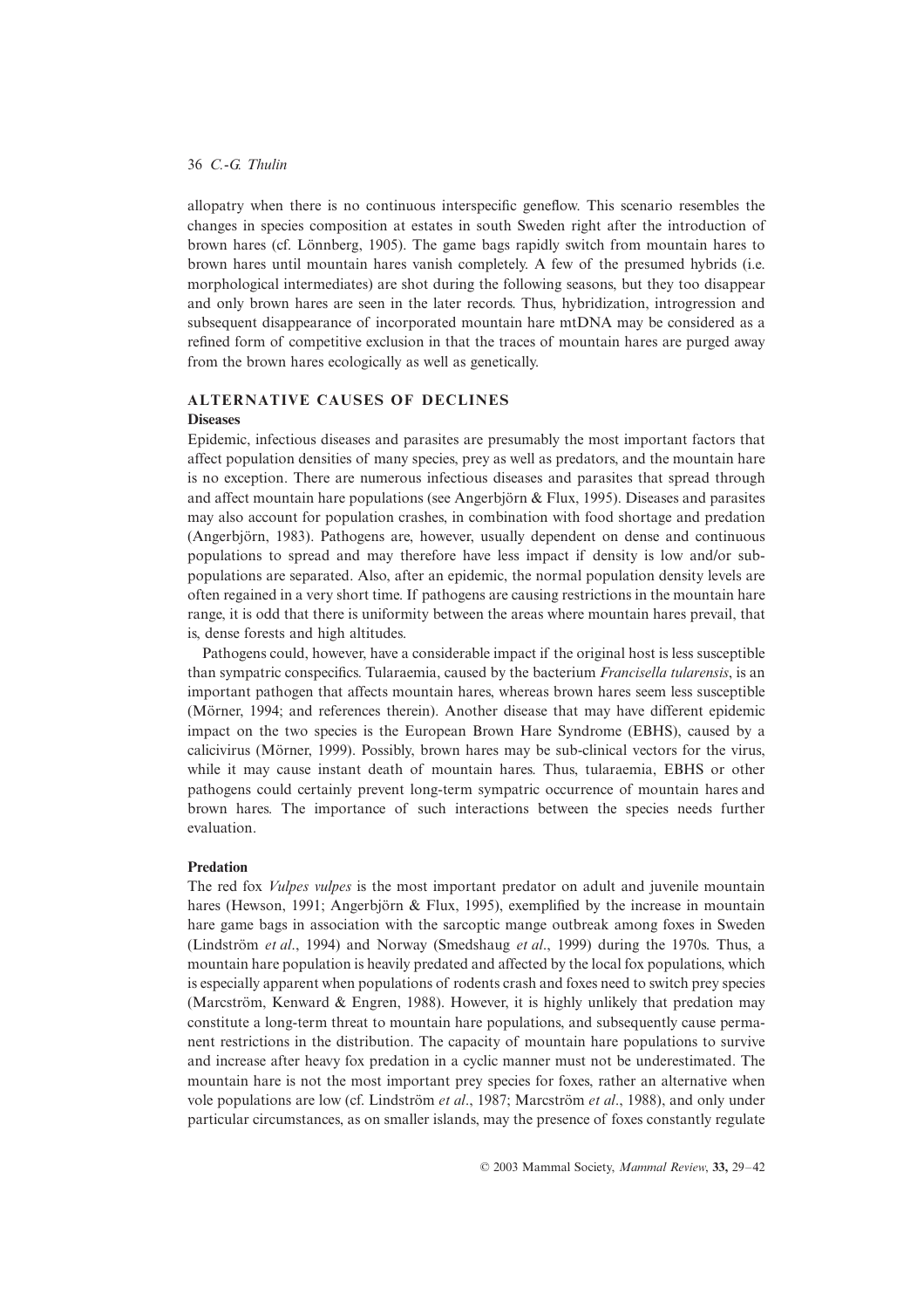allopatry when there is no continuous interspecific geneflow. This scenario resembles the changes in species composition at estates in south Sweden right after the introduction of brown hares (cf. Lönnberg, 1905). The game bags rapidly switch from mountain hares to brown hares until mountain hares vanish completely. A few of the presumed hybrids (i.e. morphological intermediates) are shot during the following seasons, but they too disappear and only brown hares are seen in the later records. Thus, hybridization, introgression and subsequent disappearance of incorporated mountain hare mtDNA may be considered as a refined form of competitive exclusion in that the traces of mountain hares are purged away from the brown hares ecologically as well as genetically.

## ALTERNATIVE CAUSES OF DECLINES

### Diseases

Epidemic, infectious diseases and parasites are presumably the most important factors that affect population densities of many species, prey as well as predators, and the mountain hare is no exception. There are numerous infectious diseases and parasites that spread through and affect mountain hare populations (see Angerbjörn & Flux, 1995). Diseases and parasites may also account for population crashes, in combination with food shortage and predation (Angerbjörn, 1983). Pathogens are, however, usually dependent on dense and continuous populations to spread and may therefore have less impact if density is low and/or sub-populations are separated. Also, after an epidemic, the normal population density levels are often regained in a very short time. If pathogens are causing restrictions in the mountain hare range, it is odd that there is uniformity between the areas where mountain hares prevail, that is, dense forests and high altitudes.

Pathogens could, however, have a considerable impact if the original host is less susceptible than sympatric conspecifics. Tularaemia, caused by the bacterium *Francisella tularensis*, is an important pathogen that affects mountain hares, whereas brown hares seem less susceptible (Mörner, 1994; and references therein). Another disease that may have different epidemic impact on the two species is the European Brown Hare Syndrome (EBHS), caused by a calicivirus (Mörner, 1999). Possibly, brown hares may be sub-clinical vectors for the virus, while it may cause instant death of mountain hares. Thus, tularaemia, EBHS or other pathogens could certainly prevent long-term sympatric occurrence of mountain hares and brown hares. The importance of such interactions between the species needs further evaluation.

### Predation

The red fox *Vulpes vulpes* is the most important predator on adult and juvenile mountain hares (Hewson, 1991; Angerbjörn & Flux, 1995), exemplified by the increase in mountain hare game bags in association with the sarcoptic mange outbreak among foxes in Sweden (Lindström *et al*., 1994) and Norway (Smedshaug *et al*., 1999) during the 1970s. Thus, a mountain hare population is heavily predated and affected by the local fox populations, which is especially apparent when populations of rodents crash and foxes need to switch prey species (Marcström, Kenward & Engren, 1988). However, it is highly unlikely that predation may constitute a long-term threat to mountain hare populations, and subsequently cause permanent restrictions in the distribution. The capacity of mountain hare populations to survive and increase after heavy fox predation in a cyclic manner must not be underestimated. The mountain hare is not the most important prey species for foxes, rather an alternative when vole populations are low (cf. Lindström *et al*., 1987; Marcström *et al*., 1988), and only under particular circumstances, as on smaller islands, may the presence of foxes constantly regulate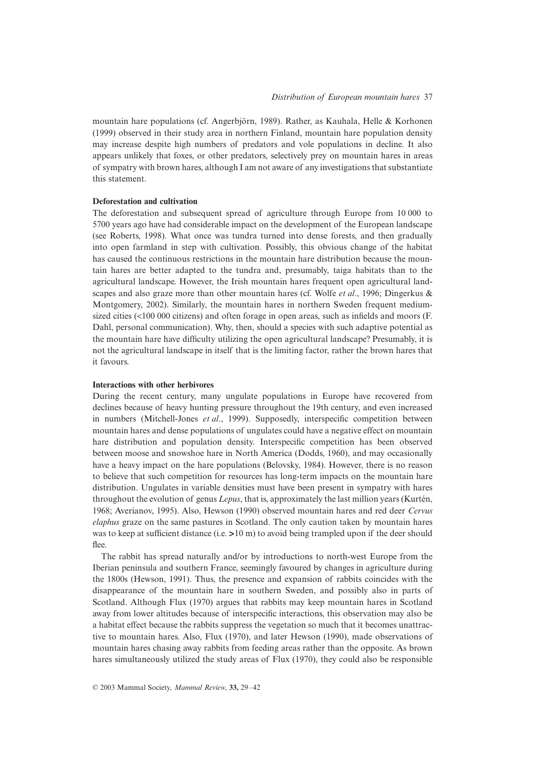mountain hare populations (cf. Angerbjörn, 1989). Rather, as Kauhala, Helle & Korhonen (1999) observed in their study area in northern Finland, mountain hare population density may increase despite high numbers of predators and vole populations in decline. It also appears unlikely that foxes, or other predators, selectively prey on mountain hares in areas of sympatry with brown hares, although I am not aware of any investigations that substantiate this statement.

**Deforestation and cultivation**

The deforestation and subsequent spread of agriculture through Europe from 10 000 to 5700 years ago have had considerable impact on the development of the European landscape (see Roberts, 1998). What once was tundra turned into dense forests, and then gradually into open farmland in step with cultivation. Possibly, this obvious change of the habitat has caused the continuous restrictions in the mountain hare distribution because the mountain hares are better adapted to the tundra and, presumably, taiga habitats than to the agricultural landscape. However, the Irish mountain hares frequent open agricultural landscapes and also graze more than other mountain hares (cf. Wolfe *et al*., 1996; Dingerkus & Montgomery, 2002). Similarly, the mountain hares in northern Sweden frequent medium-sized cities (<100 000 citizens) and often forage in open areas, such as infields and moors (F. Dahl, personal communication). Why, then, should a species with such adaptive potential as the mountain hare have difficulty utilizing the open agricultural landscape? Presumably, it is not the agricultural landscape in itself that is the limiting factor, rather the brown hares that it favours.

**Interactions with other herbivores**

During the recent century, many ungulate populations in Europe have recovered from declines because of heavy hunting pressure throughout the 19th century, and even increased in numbers (Mitchell-Jones *et al*., 1999). Supposedly, interspecific competition between mountain hares and dense populations of ungulates could have a negative effect on mountain hare distribution and population density. Interspecific competition has been observed between moose and snowshoe hare in North America (Dodds, 1960), and may occasionally have a heavy impact on the hare populations (Belovsky, 1984). However, there is no reason to believe that such competition for resources has long-term impacts on the mountain hare distribution. Ungulates in variable densities must have been present in sympatry with hares throughout the evolution of genus *Lepus*, that is, approximately the last million years (Kurtén, 1968; Averianov, 1995). Also, Hewson (1990) observed mountain hares and red deer *Cervus elaphus* graze on the same pastures in Scotland. The only caution taken by mountain hares was to keep at sufficient distance (i.e. >10 m) to avoid being trampled upon if the deer should flee.

The rabbit has spread naturally and/or by introductions to north-west Europe from the Iberian peninsula and southern France, seemingly favoured by changes in agriculture during the 1800s (Hewson, 1991). Thus, the presence and expansion of rabbits coincides with the disappearance of the mountain hare in southern Sweden, and possibly also in parts of Scotland. Although Flux (1970) argues that rabbits may keep mountain hares in Scotland away from lower altitudes because of interspecific interactions, this observation may also be a habitat effect because the rabbits suppress the vegetation so much that it becomes unattractive to mountain hares. Also, Flux (1970), and later Hewson (1990), made observations of mountain hares chasing away rabbits from feeding areas rather than the opposite. As brown hares simultaneously utilized the study areas of Flux (1970), they could also be responsible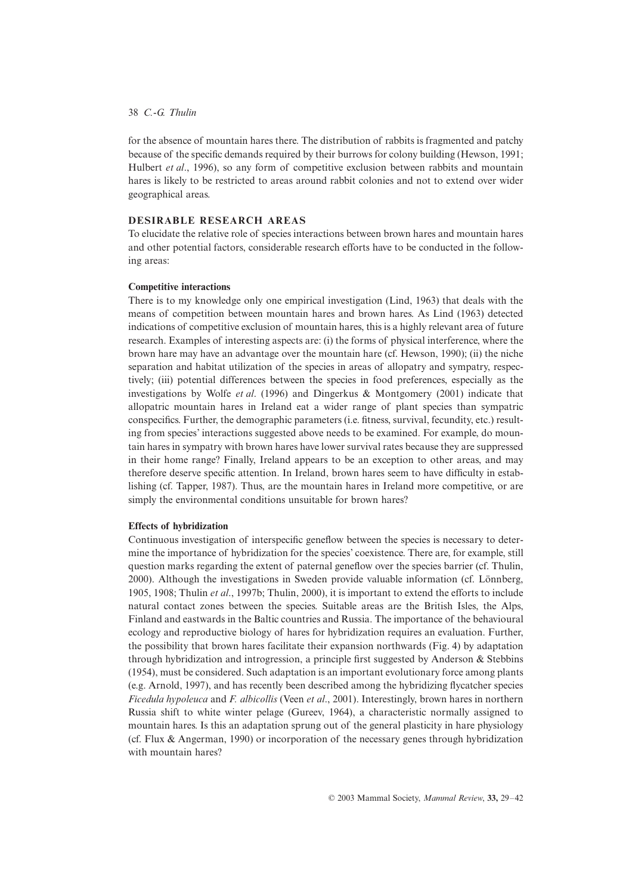for the absence of mountain hares there. The distribution of rabbits is fragmented and patchy because of the specific demands required by their burrows for colony building (Hewson, 1991; Hulbert *et al*., 1996), so any form of competitive exclusion between rabbits and mountain hares is likely to be restricted to areas around rabbit colonies and not to extend over wider geographical areas.

## DESIRABLE RESEARCH AREAS

To elucidate the relative role of species interactions between brown hares and mountain hares and other potential factors, considerable research efforts have to be conducted in the following areas:

### Competitive interactions

There is to my knowledge only one empirical investigation (Lind, 1963) that deals with the means of competition between mountain hares and brown hares. As Lind (1963) detected indications of competitive exclusion of mountain hares, this is a highly relevant area of future research. Examples of interesting aspects are: (i) the forms of physical interference, where the brown hare may have an advantage over the mountain hare (cf. Hewson, 1990); (ii) the niche separation and habitat utilization of the species in areas of allopatry and sympatry, respectively; (iii) potential differences between the species in food preferences, especially as the investigations by Wolfe *et al*. (1996) and Dingerkus & Montgomery (2001) indicate that allopatric mountain hares in Ireland eat a wider range of plant species than sympatric conspecifics. Further, the demographic parameters (i.e. fitness, survival, fecundity, etc.) resulting from species' interactions suggested above needs to be examined. For example, do mountain hares in sympatry with brown hares have lower survival rates because they are suppressed in their home range? Finally, Ireland appears to be an exception to other areas, and may therefore deserve specific attention. In Ireland, brown hares seem to have difficulty in establishing (cf. Tapper, 1987). Thus, are the mountain hares in Ireland more competitive, or are simply the environmental conditions unsuitable for brown hares?

### Effects of hybridization

Continuous investigation of interspecific geneflow between the species is necessary to determine the importance of hybridization for the species' coexistence. There are, for example, still question marks regarding the extent of paternal geneflow over the species barrier (cf. Thulin, 2000). Although the investigations in Sweden provide valuable information (cf. Lönnberg, 1905, 1908; Thulin *et al*., 1997b; Thulin, 2000), it is important to extend the efforts to include natural contact zones between the species. Suitable areas are the British Isles, the Alps, Finland and eastwards in the Baltic countries and Russia. The importance of the behavioural ecology and reproductive biology of hares for hybridization requires an evaluation. Further, the possibility that brown hares facilitate their expansion northwards (Fig. 4) by adaptation through hybridization and introgression, a principle first suggested by Anderson & Stebbins (1954), must be considered. Such adaptation is an important evolutionary force among plants (e.g. Arnold, 1997), and has recently been described among the hybridizing flycatcher species *Ficedula hypoleuca* and *F. albicollis* (Veen *et al*., 2001). Interestingly, brown hares in northern Russia shift to white winter pelage (Gureev, 1964), a characteristic normally assigned to mountain hares. Is this an adaptation sprung out of the general plasticity in hare physiology (cf. Flux & Angerman, 1990) or incorporation of the necessary genes through hybridization with mountain hares?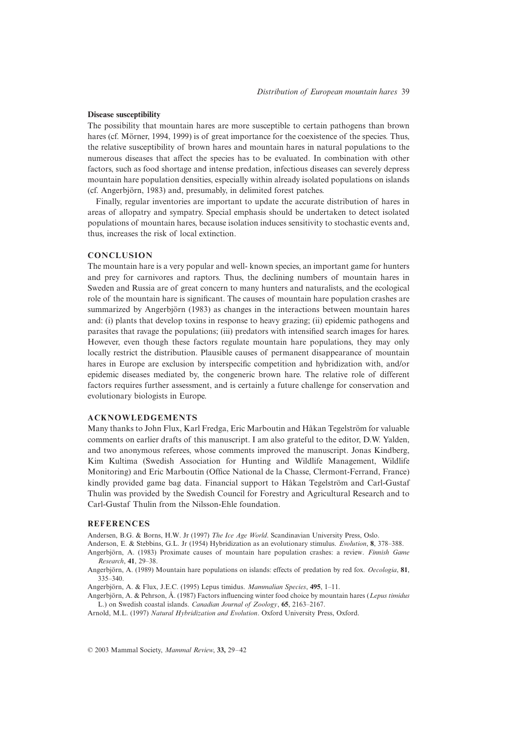**Disease susceptibility**

The possibility that mountain hares are more susceptible to certain pathogens than brown hares (cf. Mörner, 1994, 1999) is of great importance for the coexistence of the species. Thus, the relative susceptibility of brown hares and mountain hares in natural populations to the numerous diseases that affect the species has to be evaluated. In combination with other factors, such as food shortage and intense predation, infectious diseases can severely depress mountain hare population densities, especially within already isolated populations on islands (cf. Angerbjörn, 1983) and, presumably, in delimited forest patches.

Finally, regular inventories are important to update the accurate distribution of hares in areas of allopatry and sympatry. Special emphasis should be undertaken to detect isolated populations of mountain hares, because isolation induces sensitivity to stochastic events and, thus, increases the risk of local extinction.

## CONCLUSION

The mountain hare is a very popular and well- known species, an important game for hunters and prey for carnivores and raptors. Thus, the declining numbers of mountain hares in Sweden and Russia are of great concern to many hunters and naturalists, and the ecological role of the mountain hare is significant. The causes of mountain hare population crashes are summarized by Angerbjörn (1983) as changes in the interactions between mountain hares and: (i) plants that develop toxins in response to heavy grazing; (ii) epidemic pathogens and parasites that ravage the populations; (iii) predators with intensified search images for hares. However, even though these factors regulate mountain hare populations, they may only locally restrict the distribution. Plausible causes of permanent disappearance of mountain hares in Europe are exclusion by interspecific competition and hybridization with, and/or epidemic diseases mediated by, the congeneric brown hare. The relative role of different factors requires further assessment, and is certainly a future challenge for conservation and evolutionary biologists in Europe.

## ACKNOWLEDGEMENTS

Many thanks to John Flux, Karl Fredga, Eric Marboutin and Håkan Tegelström for valuable comments on earlier drafts of this manuscript. I am also grateful to the editor, D.W. Yalden, and two anonymous referees, whose comments improved the manuscript. Jonas Kindberg, Kim Kultima (Swedish Association for Hunting and Wildlife Management, Wildlife Monitoring) and Eric Marboutin (Office National de la Chasse, Clermont-Ferrand, France) kindly provided game bag data. Financial support to Håkan Tegelström and Carl-Gustaf Thulin was provided by the Swedish Council for Forestry and Agricultural Research and to Carl-Gustaf Thulin from the Nilsson-Ehle foundation.

## REFERENCES

Andersen, B.G. & Borns, H.W. Jr (1997) *The Ice Age World*. Scandinavian University Press, Oslo.

Anderson, E. & Stebbins, G.L. Jr (1954) Hybridization as an evolutionary stimulus. *Evolution*, **8**, 378–388.

Angerbjörn, A. (1983) Proximate causes of mountain hare population crashes: a review. *Finnish Game Research*, **41**, 29–38.

Angerbjörn, A. (1989) Mountain hare populations on islands: effects of predation by red fox. *Oecologia*, **81**, 335–340.

Angerbjörn, A. & Flux, J.E.C. (1995) Lepus timidus. *Mammalian Species*, **495**, 1–11.

Angerbjörn, A. & Pehrson, Å. (1987) Factors influencing winter food choice by mountain hares (*Lepus timidus* L.) on Swedish coastal islands. *Canadian Journal of Zoology*, **65**, 2163–2167.

Arnold, M.L. (1997) *Natural Hybridization and Evolution*. Oxford University Press, Oxford.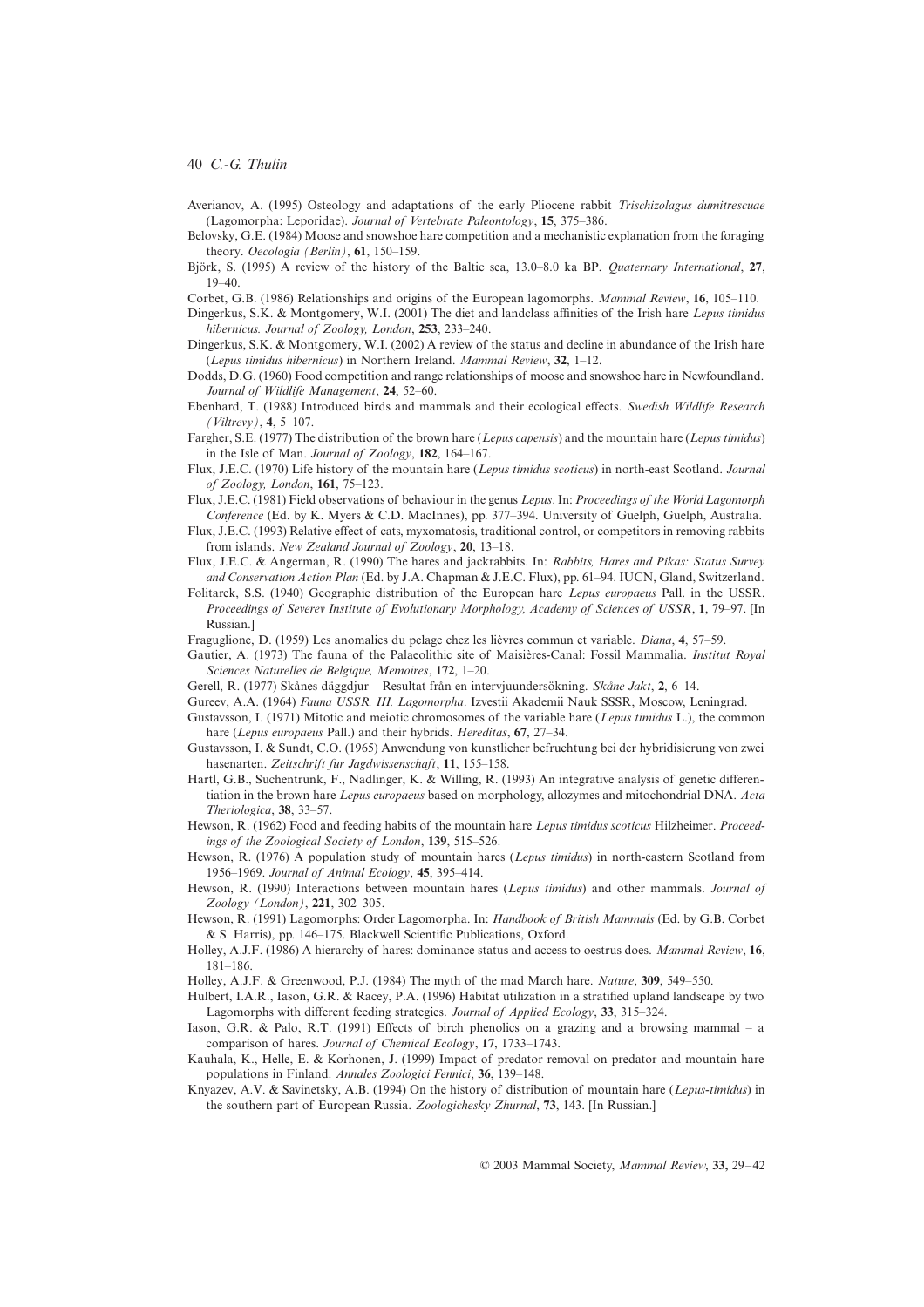Averianov, A. (1995) Osteology and adaptations of the early Pliocene rabbit *Trischizolagus dumitrescuae* (Lagomorpha: Leporidae). *Journal of Vertebrate Paleontology*, **15**, 375–386.

Belovsky, G.E. (1984) Moose and snowshoe hare competition and a mechanistic explanation from the foraging theory. *Oecologia (Berlin)*, **61**, 150–159.

Björk, S. (1995) A review of the history of the Baltic sea, 13.0–8.0 ka BP. *Quaternary International*, **27**, 19–40.

Corbet, G.B. (1986) Relationships and origins of the European lagomorphs. *Mammal Review*, **16**, 105–110.

Dingerkus, S.K. & Montgomery, W.I. (2001) The diet and landclass affinities of the Irish hare *Lepus timidus hibernicus. Journal of Zoology, London*, **253**, 233–240.

Dingerkus, S.K. & Montgomery, W.I. (2002) A review of the status and decline in abundance of the Irish hare (*Lepus timidus hibernicus*) in Northern Ireland. *Mammal Review*, **32**, 1–12.

Dodds, D.G. (1960) Food competition and range relationships of moose and snowshoe hare in Newfoundland. *Journal of Wildlife Management*, **24**, 52–60.

Ebenhard, T. (1988) Introduced birds and mammals and their ecological effects. *Swedish Wildlife Research (Viltrevy)*, **4**, 5–107.

Fargher, S.E. (1977) The distribution of the brown hare (*Lepus capensis*) and the mountain hare (*Lepus timidus*) in the Isle of Man. *Journal of Zoology*, **182**, 164–167.

Flux, J.E.C. (1970) Life history of the mountain hare (*Lepus timidus scoticus*) in north-east Scotland. *Journal of Zoology, London*, **161**, 75–123.

Flux, J.E.C. (1981) Field observations of behaviour in the genus *Lepus*. In: *Proceedings of the World Lagomorph Conference* (Ed. by K. Myers & C.D. MacInnes), pp. 377–394. University of Guelph, Guelph, Australia.

Flux, J.E.C. (1993) Relative effect of cats, myxomatosis, traditional control, or competitors in removing rabbits from islands. *New Zealand Journal of Zoology*, **20**, 13–18.

Flux, J.E.C. & Angerman, R. (1990) The hares and jackrabbits. In: *Rabbits, Hares and Pikas: Status Survey and Conservation Action Plan* (Ed. by J.A. Chapman & J.E.C. Flux), pp. 61–94. IUCN, Gland, Switzerland.

Folitarek, S.S. (1940) Geographic distribution of the European hare *Lepus europaeus* Pall. in the USSR. *Proceedings of Severev Institute of Evolutionary Morphology, Academy of Sciences of USSR*, **1**, 79–97. [In Russian.]

Fraguglione, D. (1959) Les anomalies du pelage chez les lièvres commun et variable. *Diana*, **4**, 57–59.

Gautier, A. (1973) The fauna of the Palaeolithic site of Maisières-Canal: Fossil Mammalia. *Institut Royal Sciences Naturelles de Belgique, Memoires*, **172**, 1–20.

Gerell, R. (1977) Skånes däggdjur – Resultat från en intervjuundersökning. *Skåne Jakt*, **2**, 6–14.

Gureev, A.A. (1964) *Fauna USSR. III. Lagomorpha*. Izvestii Akademii Nauk SSSR, Moscow, Leningrad.

Gustavsson, I. (1971) Mitotic and meiotic chromosomes of the variable hare (*Lepus timidus* L.), the common hare (*Lepus europaeus* Pall.) and their hybrids. *Hereditas*, **67**, 27–34.

Gustavsson, I. & Sundt, C.O. (1965) Anwendung von kunstlicher befruchtung bei der hybridisierung von zwei hasenarten. *Zeitschrift fur Jagdwissenschaft*, **11**, 155–158.

Hartl, G.B., Suchentrunk, F., Nadlinger, K. & Willing, R. (1993) An integrative analysis of genetic differentiation in the brown hare *Lepus europaeus* based on morphology, allozymes and mitochondrial DNA. *Acta Theriologica*, **38**, 33–57.

Hewson, R. (1962) Food and feeding habits of the mountain hare *Lepus timidus scoticus* Hilzheimer. *Proceedings of the Zoological Society of London*, **139**, 515–526.

Hewson, R. (1976) A population study of mountain hares (*Lepus timidus*) in north-eastern Scotland from 1956–1969. *Journal of Animal Ecology*, **45**, 395–414.

Hewson, R. (1990) Interactions between mountain hares (*Lepus timidus*) and other mammals. *Journal of Zoology (London)*, **221**, 302–305.

Hewson, R. (1991) Lagomorphs: Order Lagomorpha. In: *Handbook of British Mammals* (Ed. by G.B. Corbet & S. Harris), pp. 146–175. Blackwell Scientific Publications, Oxford.

Holley, A.J.F. (1986) A hierarchy of hares: dominance status and access to oestrus does. *Mammal Review*, **16**, 181–186.

Holley, A.J.F. & Greenwood, P.J. (1984) The myth of the mad March hare. *Nature*, **309**, 549–550.

Hulbert, I.A.R., Iason, G.R. & Racey, P.A. (1996) Habitat utilization in a stratified upland landscape by two Lagomorphs with different feeding strategies. *Journal of Applied Ecology*, **33**, 315–324.

Iason, G.R. & Palo, R.T. (1991) Effects of birch phenolics on a grazing and a browsing mammal – a comparison of hares. *Journal of Chemical Ecology*, **17**, 1733–1743.

Kauhala, K., Helle, E. & Korhonen, J. (1999) Impact of predator removal on predator and mountain hare populations in Finland. *Annales Zoologici Fennici*, **36**, 139–148.

Knyazev, A.V. & Savinetsky, A.B. (1994) On the history of distribution of mountain hare (*Lepus-timidus*) in the southern part of European Russia. *Zoologichesky Zhurnal*, **73**, 143. [In Russian.]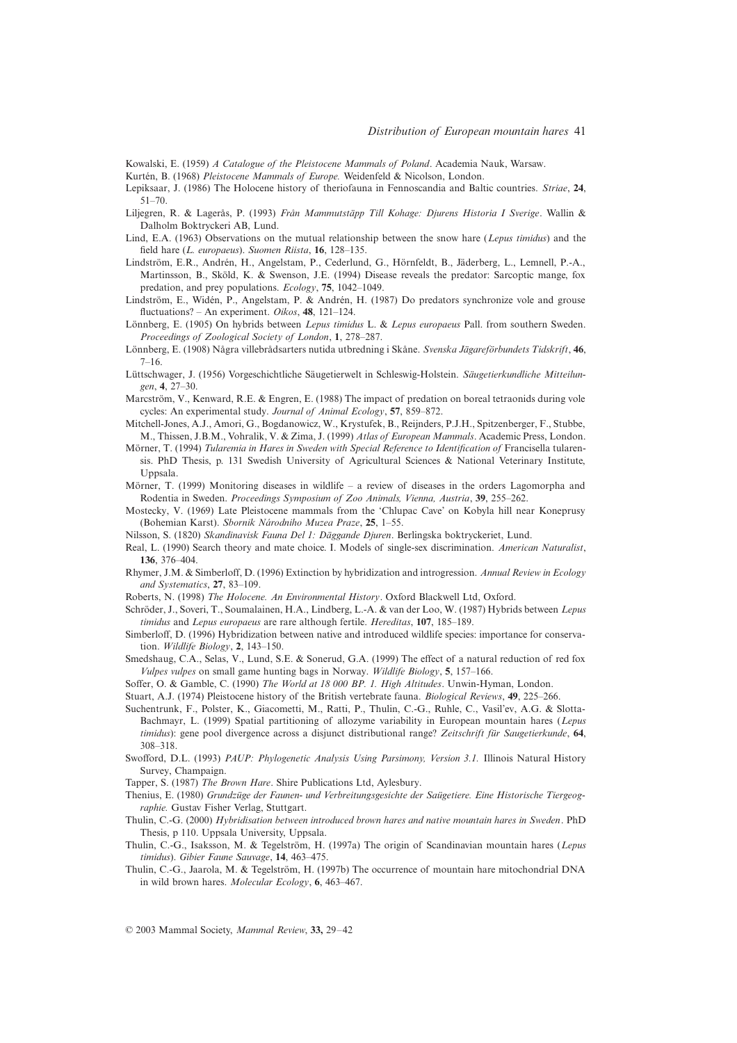Kowalski, E. (1959) *A Catalogue of the Pleistocene Mammals of Poland*. Academia Nauk, Warsaw.

Kurtén, B. (1968) *Pleistocene Mammals of Europe.* Weidenfeld & Nicolson, London.

Lepiksaar, J. (1986) The Holocene history of theriofauna in Fennoscandia and Baltic countries. *Striae*, **24**, 51–70.

Liljegren, R. & Lagerås, P. (1993) *Från Mammutstäpp Till Kohage: Djurens Historia I Sverige*. Wallin & Dalholm Boktryckeri AB, Lund.

Lind, E.A. (1963) Observations on the mutual relationship between the snow hare (*Lepus timidus*) and the field hare (*L. europaeus*). *Suomen Riista*, **16**, 128–135.

Lindström, E.R., Andrén, H., Angelstam, P., Cederlund, G., Hörnfeldt, B., Jäderberg, L., Lemnell, P.-A., Martinsson, B., Sköld, K. & Swenson, J.E. (1994) Disease reveals the predator: Sarcoptic mange, fox predation, and prey populations. *Ecology*, **75**, 1042–1049.

Lindström, E., Widén, P., Angelstam, P. & Andrén, H. (1987) Do predators synchronize vole and grouse fluctuations? – An experiment. *Oikos*, **48**, 121–124.

Lönnberg, E. (1905) On hybrids between *Lepus timidus* L. & *Lepus europaeus* Pall. from southern Sweden. *Proceedings of Zoological Society of London*, **1**, 278–287.

Lönnberg, E. (1908) Några villebrådsarters nutida utbredning i Skåne. *Svenska Jägareförbundets Tidskrift*, **46**, 7–16.

Lüttschwager, J. (1956) Vorgeschichtliche Säugetierwelt in Schleswig-Holstein. *Säugetierkundliche Mitteilungen*, **4**, 27–30.

Marcström, V., Kenward, R.E. & Engren, E. (1988) The impact of predation on boreal tetraonids during vole cycles: An experimental study. *Journal of Animal Ecology*, **57**, 859–872.

Mitchell-Jones, A.J., Amori, G., Bogdanowicz, W., Krystufek, B., Reijnders, P.J.H., Spitzenberger, F., Stubbe, M., Thissen, J.B.M., Vohralik, V. & Zima, J. (1999) *Atlas of European Mammals*. Academic Press, London.

Mörner, T. (1994) *Tularemia in Hares in Sweden with Special Reference to Identification of* Francisella tularensis. PhD Thesis, p. 131 Swedish University of Agricultural Sciences & National Veterinary Institute, Uppsala.

Mörner, T. (1999) Monitoring diseases in wildlife – a review of diseases in the orders Lagomorpha and Rodentia in Sweden. *Proceedings Symposium of Zoo Animals, Vienna, Austria*, **39**, 255–262.

Mostecky, V. (1969) Late Pleistocene mammals from the 'Chlupac Cave' on Kobyla hill near Koneprusy (Bohemian Karst). *Sbornik Národniho Muzea Praze*, **25**, 1–55.

Nilsson, S. (1820) *Skandinavisk Fauna Del 1: Däggande Djuren*. Berlingska boktryckeriet, Lund.

Real, L. (1990) Search theory and mate choice. I. Models of single-sex discrimination. *American Naturalist*, **136**, 376–404.

Rhymer, J.M. & Simberloff, D. (1996) Extinction by hybridization and introgression. *Annual Review in Ecology and Systematics*, **27**, 83–109.

Roberts, N. (1998) *The Holocene. An Environmental History*. Oxford Blackwell Ltd, Oxford.

Schröder, J., Soveri, T., Soumalainen, H.A., Lindberg, L.-A. & van der Loo, W. (1987) Hybrids between *Lepus timidus* and *Lepus europaeus* are rare although fertile. *Hereditas*, **107**, 185–189.

Simberloff, D. (1996) Hybridization between native and introduced wildlife species: importance for conservation. *Wildlife Biology*, **2**, 143–150.

Smedshaug, C.A., Selas, V., Lund, S.E. & Sonerud, G.A. (1999) The effect of a natural reduction of red fox *Vulpes vulpes* on small game hunting bags in Norway. *Wildlife Biology*, **5**, 157–166.

Soffer, O. & Gamble, C. (1990) *The World at 18 000 BP. 1. High Altitudes*. Unwin-Hyman, London.

Stuart, A.J. (1974) Pleistocene history of the British vertebrate fauna. *Biological Reviews*, **49**, 225–266.

Suchentrunk, F., Polster, K., Giacometti, M., Ratti, P., Thulin, C.-G., Ruhle, C., Vasil'ev, A.G. & Slotta-Bachmayr, L. (1999) Spatial partitioning of allozyme variability in European mountain hares (*Lepus timidus*): gene pool divergence across a disjunct distributional range? *Zeitschrift für Saugetierkunde*, **64**, 308–318.

Swofford, D.L. (1993) *PAUP: Phylogenetic Analysis Using Parsimony, Version 3.1.* Illinois Natural History Survey, Champaign.

Tapper, S. (1987) *The Brown Hare*. Shire Publications Ltd, Aylesbury.

Thenius, E. (1980) *Grundzüge der Faunen- und Verbreitungsgesichte der Saügetiere. Eine Historische Tiergeographie.* Gustav Fisher Verlag, Stuttgart.

Thulin, C.-G. (2000) *Hybridisation between introduced brown hares and native mountain hares in Sweden*. PhD Thesis, p 110. Uppsala University, Uppsala.

Thulin, C.-G., Isaksson, M. & Tegelström, H. (1997a) The origin of Scandinavian mountain hares (*Lepus timidus*). *Gibier Faune Sauvage*, **14**, 463–475.

Thulin, C.-G., Jaarola, M. & Tegelström, H. (1997b) The occurrence of mountain hare mitochondrial DNA in wild brown hares. *Molecular Ecology*, **6**, 463–467.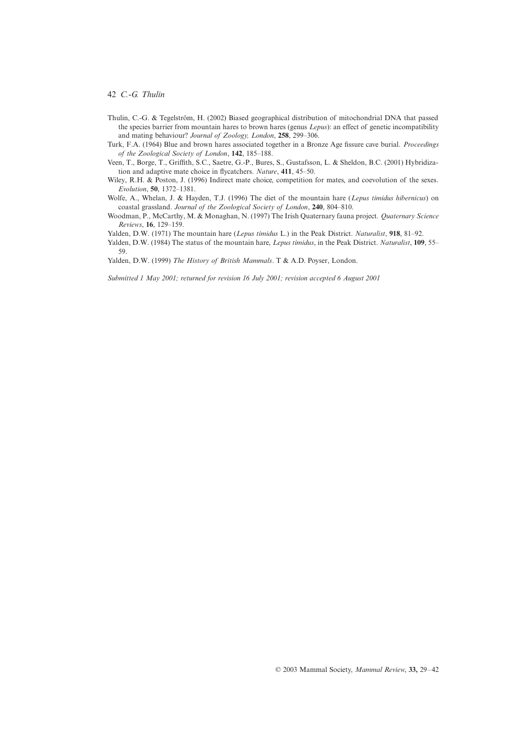Thulin, C.-G. & Tegelström, H. (2002) Biased geographical distribution of mitochondrial DNA that passed the species barrier from mountain hares to brown hares (genus *Lepus*): an effect of genetic incompatibility and mating behaviour? *Journal of Zoology, London*, **258**, 299–306.

Turk, F.A. (1964) Blue and brown hares associated together in a Bronze Age fissure cave burial. *Proceedings of the Zoological Society of London*, **142**, 185–188.

Veen, T., Borge, T., Griffith, S.C., Saetre, G.-P., Bures, S., Gustafsson, L. & Sheldon, B.C. (2001) Hybridization and adaptive mate choice in flycatchers. *Nature*, **411**, 45–50.

Wiley, R.H. & Poston, J. (1996) Indirect mate choice, competition for mates, and coevolution of the sexes. *Evolution*, **50**, 1372–1381.

Wolfe, A., Whelan, J. & Hayden, T.J. (1996) The diet of the mountain hare (*Lepus timidus hibernicus*) on coastal grassland. *Journal of the Zoological Society of London*, **240**, 804–810.

Woodman, P., McCarthy, M. & Monaghan, N. (1997) The Irish Quaternary fauna project. *Quaternary Science Reviews*, **16**, 129–159.

Yalden, D.W. (1971) The mountain hare (*Lepus timidus* L.) in the Peak District. *Naturalist*, **918**, 81–92.

Yalden, D.W. (1984) The status of the mountain hare, *Lepus timidus*, in the Peak District. *Naturalist*, **109**, 55–59.

Yalden, D.W. (1999) *The History of British Mammals*. T & A.D. Poyser, London.

*Submitted 1 May 2001; returned for revision 16 July 2001; revision accepted 6 August 2001*